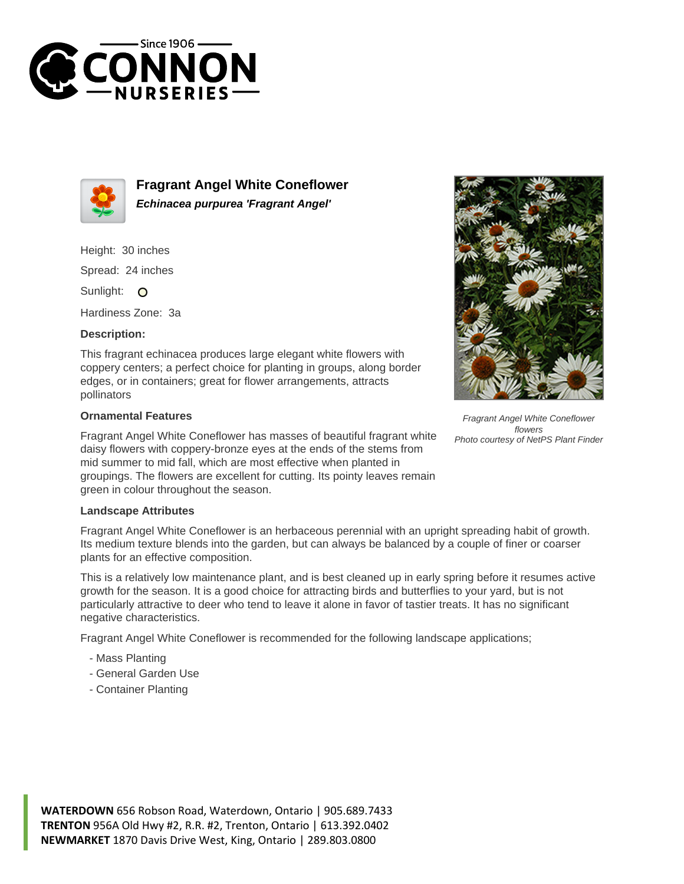# Fragrant Angel White Coneflower

***Echinacea purpurea 'Fragrant Angel'***

Height: 30 inches

Spread: 24 inches

Sunlight: O

Hardiness Zone: 3a

**Description:**

This fragrant echinacea produces large elegant white flowers with coppery centers; a perfect choice for planting in groups, along border edges, or in containers; great for flower arrangements, attracts pollinators

### Ornamental Features

Fragrant Angel White Coneflower has masses of beautiful fragrant white daisy flowers with coppery-bronze eyes at the ends of the stems from mid summer to mid fall, which are most effective when planted in groupings. The flowers are excellent for cutting. Its pointy leaves remain green in colour throughout the season.

*Fragrant Angel White Coneflower flowers*
*Photo courtesy of NetPS Plant Finder*

### Landscape Attributes

Fragrant Angel White Coneflower is an herbaceous perennial with an upright spreading habit of growth. Its medium texture blends into the garden, but can always be balanced by a couple of finer or coarser plants for an effective composition.

This is a relatively low maintenance plant, and is best cleaned up in early spring before it resumes active growth for the season. It is a good choice for attracting birds and butterflies to your yard, but is not particularly attractive to deer who tend to leave it alone in favor of tastier treats. It has no significant negative characteristics.

Fragrant Angel White Coneflower is recommended for the following landscape applications;

- Mass Planting
- General Garden Use
- Container Planting

**WATERDOWN** 656 Robson Road, Waterdown, Ontario | 905.689.7433
**TRENTON** 956A Old Hwy #2, R.R. #2, Trenton, Ontario | 613.392.0402
**NEWMARKET** 1870 Davis Drive West, King, Ontario | 289.803.0800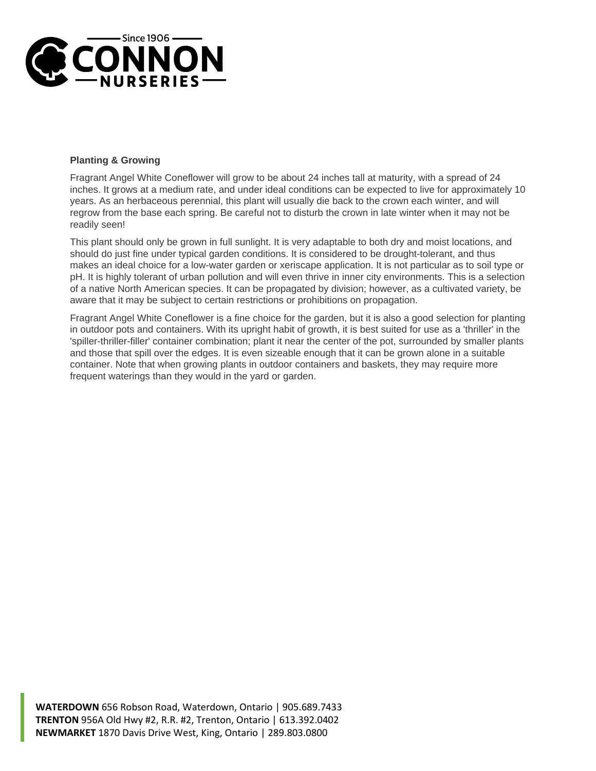### Planting & Growing

Fragrant Angel White Coneflower will grow to be about 24 inches tall at maturity, with a spread of 24 inches. It grows at a medium rate, and under ideal conditions can be expected to live for approximately 10 years. As an herbaceous perennial, this plant will usually die back to the crown each winter, and will regrow from the base each spring. Be careful not to disturb the crown in late winter when it may not be readily seen!

This plant should only be grown in full sunlight. It is very adaptable to both dry and moist locations, and should do just fine under typical garden conditions. It is considered to be drought-tolerant, and thus makes an ideal choice for a low-water garden or xeriscape application. It is not particular as to soil type or pH. It is highly tolerant of urban pollution and will even thrive in inner city environments. This is a selection of a native North American species. It can be propagated by division; however, as a cultivated variety, be aware that it may be subject to certain restrictions or prohibitions on propagation.

Fragrant Angel White Coneflower is a fine choice for the garden, but it is also a good selection for planting in outdoor pots and containers. With its upright habit of growth, it is best suited for use as a 'thriller' in the 'spiller-thriller-filler' container combination; plant it near the center of the pot, surrounded by smaller plants and those that spill over the edges. It is even sizeable enough that it can be grown alone in a suitable container. Note that when growing plants in outdoor containers and baskets, they may require more frequent waterings than they would in the yard or garden.